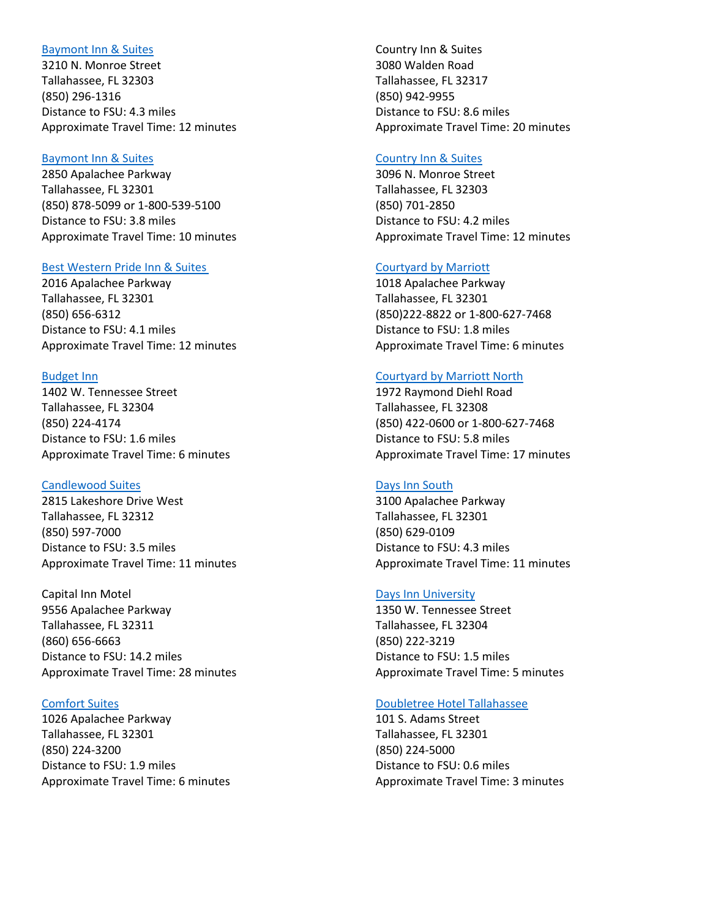Baymont Inn & Suites
3210 N. Monroe Street
Tallahassee, FL 32303
(850) 296-1316
Distance to FSU: 4.3 miles
Approximate Travel Time: 12 minutes

Baymont Inn & Suites
2850 Apalachee Parkway
Tallahassee, FL 32301
(850) 878-5099 or 1-800-539-5100
Distance to FSU: 3.8 miles
Approximate Travel Time: 10 minutes

Best Western Pride Inn & Suites
2016 Apalachee Parkway
Tallahassee, FL 32301
(850) 656-6312
Distance to FSU: 4.1 miles
Approximate Travel Time: 12 minutes

Budget Inn
1402 W. Tennessee Street
Tallahassee, FL 32304
(850) 224-4174
Distance to FSU: 1.6 miles
Approximate Travel Time: 6 minutes

Candlewood Suites
2815 Lakeshore Drive West
Tallahassee, FL 32312
(850) 597-7000
Distance to FSU: 3.5 miles
Approximate Travel Time: 11 minutes

Capital Inn Motel
9556 Apalachee Parkway
Tallahassee, FL 32311
(860) 656-6663
Distance to FSU: 14.2 miles
Approximate Travel Time: 28 minutes

Comfort Suites
1026 Apalachee Parkway
Tallahassee, FL 32301
(850) 224-3200
Distance to FSU: 1.9 miles
Approximate Travel Time: 6 minutes

Country Inn & Suites
3080 Walden Road
Tallahassee, FL 32317
(850) 942-9955
Distance to FSU: 8.6 miles
Approximate Travel Time: 20 minutes

Country Inn & Suites
3096 N. Monroe Street
Tallahassee, FL 32303
(850) 701-2850
Distance to FSU: 4.2 miles
Approximate Travel Time: 12 minutes

Courtyard by Marriott
1018 Apalachee Parkway
Tallahassee, FL 32301
(850)222-8822 or 1-800-627-7468
Distance to FSU: 1.8 miles
Approximate Travel Time: 6 minutes

Courtyard by Marriott North
1972 Raymond Diehl Road
Tallahassee, FL 32308
(850) 422-0600 or 1-800-627-7468
Distance to FSU: 5.8 miles
Approximate Travel Time: 17 minutes

Days Inn South
3100 Apalachee Parkway
Tallahassee, FL 32301
(850) 629-0109
Distance to FSU: 4.3 miles
Approximate Travel Time: 11 minutes

Days Inn University
1350 W. Tennessee Street
Tallahassee, FL 32304
(850) 222-3219
Distance to FSU: 1.5 miles
Approximate Travel Time: 5 minutes

Doubletree Hotel Tallahassee
101 S. Adams Street
Tallahassee, FL 32301
(850) 224-5000
Distance to FSU: 0.6 miles
Approximate Travel Time: 3 minutes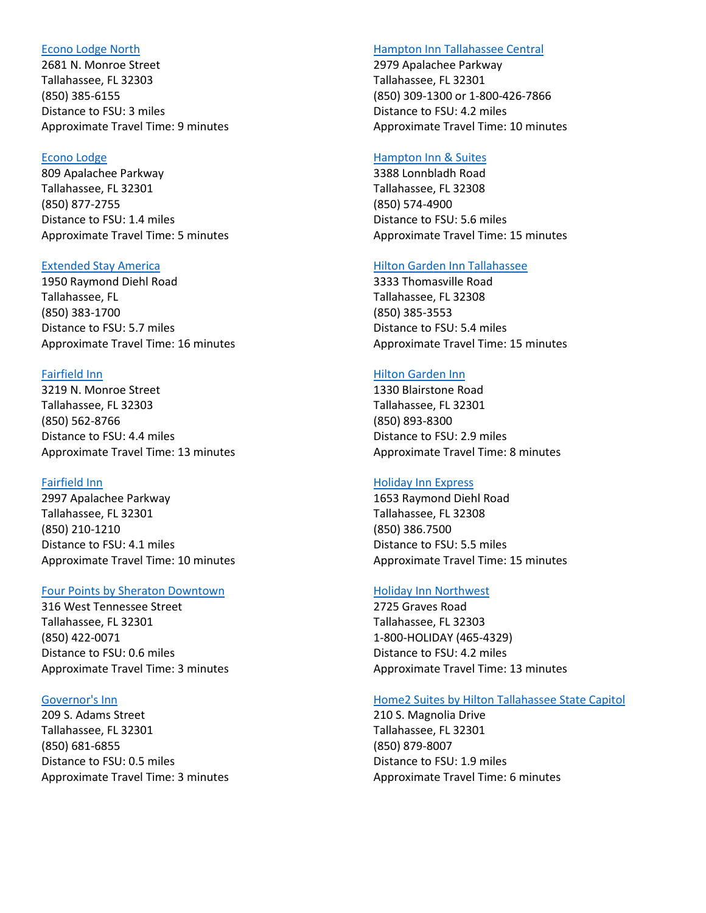Econo Lodge North
2681 N. Monroe Street
Tallahassee, FL 32303
(850) 385-6155
Distance to FSU: 3 miles
Approximate Travel Time: 9 minutes

Econo Lodge
809 Apalachee Parkway
Tallahassee, FL 32301
(850) 877-2755
Distance to FSU: 1.4 miles
Approximate Travel Time: 5 minutes

Extended Stay America
1950 Raymond Diehl Road
Tallahassee, FL
(850) 383-1700
Distance to FSU: 5.7 miles
Approximate Travel Time: 16 minutes

Fairfield Inn
3219 N. Monroe Street
Tallahassee, FL 32303
(850) 562-8766
Distance to FSU: 4.4 miles
Approximate Travel Time: 13 minutes

Fairfield Inn
2997 Apalachee Parkway
Tallahassee, FL 32301
(850) 210-1210
Distance to FSU: 4.1 miles
Approximate Travel Time: 10 minutes

Four Points by Sheraton Downtown
316 West Tennessee Street
Tallahassee, FL 32301
(850) 422-0071
Distance to FSU: 0.6 miles
Approximate Travel Time: 3 minutes

Governor's Inn
209 S. Adams Street
Tallahassee, FL 32301
(850) 681-6855
Distance to FSU: 0.5 miles
Approximate Travel Time: 3 minutes

Hampton Inn Tallahassee Central
2979 Apalachee Parkway
Tallahassee, FL 32301
(850) 309-1300 or 1-800-426-7866
Distance to FSU: 4.2 miles
Approximate Travel Time: 10 minutes

Hampton Inn & Suites
3388 Lonnbladh Road
Tallahassee, FL 32308
(850) 574-4900
Distance to FSU: 5.6 miles
Approximate Travel Time: 15 minutes

Hilton Garden Inn Tallahassee
3333 Thomasville Road
Tallahassee, FL 32308
(850) 385-3553
Distance to FSU: 5.4 miles
Approximate Travel Time: 15 minutes

Hilton Garden Inn
1330 Blairstone Road
Tallahassee, FL 32301
(850) 893-8300
Distance to FSU: 2.9 miles
Approximate Travel Time: 8 minutes

Holiday Inn Express
1653 Raymond Diehl Road
Tallahassee, FL 32308
(850) 386.7500
Distance to FSU: 5.5 miles
Approximate Travel Time: 15 minutes

Holiday Inn Northwest
2725 Graves Road
Tallahassee, FL 32303
1-800-HOLIDAY (465-4329)
Distance to FSU: 4.2 miles
Approximate Travel Time: 13 minutes

Home2 Suites by Hilton Tallahassee State Capitol
210 S. Magnolia Drive
Tallahassee, FL 32301
(850) 879-8007
Distance to FSU: 1.9 miles
Approximate Travel Time: 6 minutes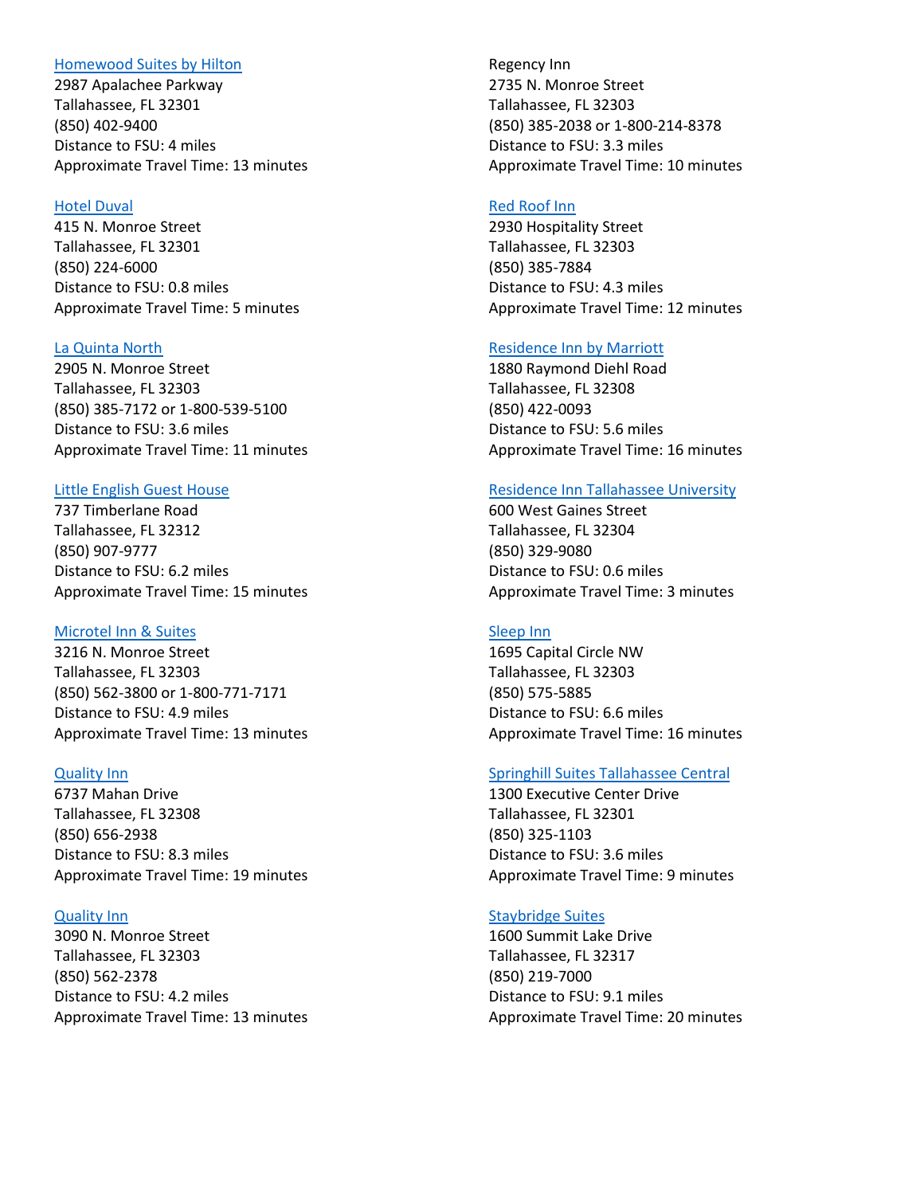Homewood Suites by Hilton
2987 Apalachee Parkway
Tallahassee, FL 32301
(850) 402-9400
Distance to FSU: 4 miles
Approximate Travel Time: 13 minutes

Hotel Duval
415 N. Monroe Street
Tallahassee, FL 32301
(850) 224-6000
Distance to FSU: 0.8 miles
Approximate Travel Time: 5 minutes

La Quinta North
2905 N. Monroe Street
Tallahassee, FL 32303
(850) 385-7172 or 1-800-539-5100
Distance to FSU: 3.6 miles
Approximate Travel Time: 11 minutes

Little English Guest House
737 Timberlane Road
Tallahassee, FL 32312
(850) 907-9777
Distance to FSU: 6.2 miles
Approximate Travel Time: 15 minutes

Microtel Inn & Suites
3216 N. Monroe Street
Tallahassee, FL 32303
(850) 562-3800 or 1-800-771-7171
Distance to FSU: 4.9 miles
Approximate Travel Time: 13 minutes

Quality Inn
6737 Mahan Drive
Tallahassee, FL 32308
(850) 656-2938
Distance to FSU: 8.3 miles
Approximate Travel Time: 19 minutes

Quality Inn
3090 N. Monroe Street
Tallahassee, FL 32303
(850) 562-2378
Distance to FSU: 4.2 miles
Approximate Travel Time: 13 minutes

Regency Inn
2735 N. Monroe Street
Tallahassee, FL 32303
(850) 385-2038 or 1-800-214-8378
Distance to FSU: 3.3 miles
Approximate Travel Time: 10 minutes

Red Roof Inn
2930 Hospitality Street
Tallahassee, FL 32303
(850) 385-7884
Distance to FSU: 4.3 miles
Approximate Travel Time: 12 minutes

Residence Inn by Marriott
1880 Raymond Diehl Road
Tallahassee, FL 32308
(850) 422-0093
Distance to FSU: 5.6 miles
Approximate Travel Time: 16 minutes

Residence Inn Tallahassee University
600 West Gaines Street
Tallahassee, FL 32304
(850) 329-9080
Distance to FSU: 0.6 miles
Approximate Travel Time: 3 minutes

Sleep Inn
1695 Capital Circle NW
Tallahassee, FL 32303
(850) 575-5885
Distance to FSU: 6.6 miles
Approximate Travel Time: 16 minutes

Springhill Suites Tallahassee Central
1300 Executive Center Drive
Tallahassee, FL 32301
(850) 325-1103
Distance to FSU: 3.6 miles
Approximate Travel Time: 9 minutes

Staybridge Suites
1600 Summit Lake Drive
Tallahassee, FL 32317
(850) 219-7000
Distance to FSU: 9.1 miles
Approximate Travel Time: 20 minutes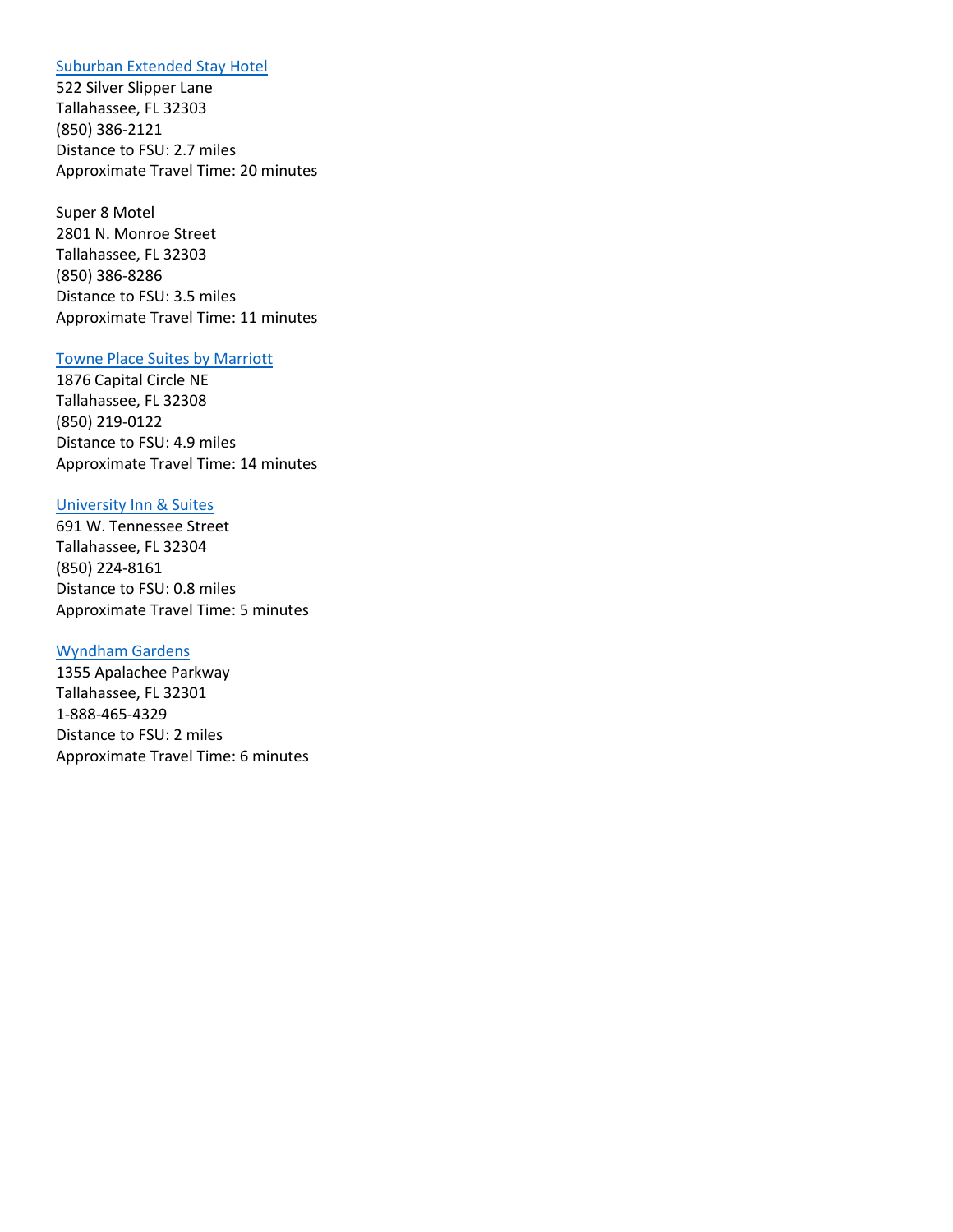Suburban Extended Stay Hotel
522 Silver Slipper Lane
Tallahassee, FL 32303
(850) 386-2121
Distance to FSU: 2.7 miles
Approximate Travel Time: 20 minutes

Super 8 Motel
2801 N. Monroe Street
Tallahassee, FL 32303
(850) 386-8286
Distance to FSU: 3.5 miles
Approximate Travel Time: 11 minutes

Towne Place Suites by Marriott
1876 Capital Circle NE
Tallahassee, FL 32308
(850) 219-0122
Distance to FSU: 4.9 miles
Approximate Travel Time: 14 minutes

University Inn & Suites
691 W. Tennessee Street
Tallahassee, FL 32304
(850) 224-8161
Distance to FSU: 0.8 miles
Approximate Travel Time: 5 minutes

Wyndham Gardens
1355 Apalachee Parkway
Tallahassee, FL 32301
1-888-465-4329
Distance to FSU: 2 miles
Approximate Travel Time: 6 minutes